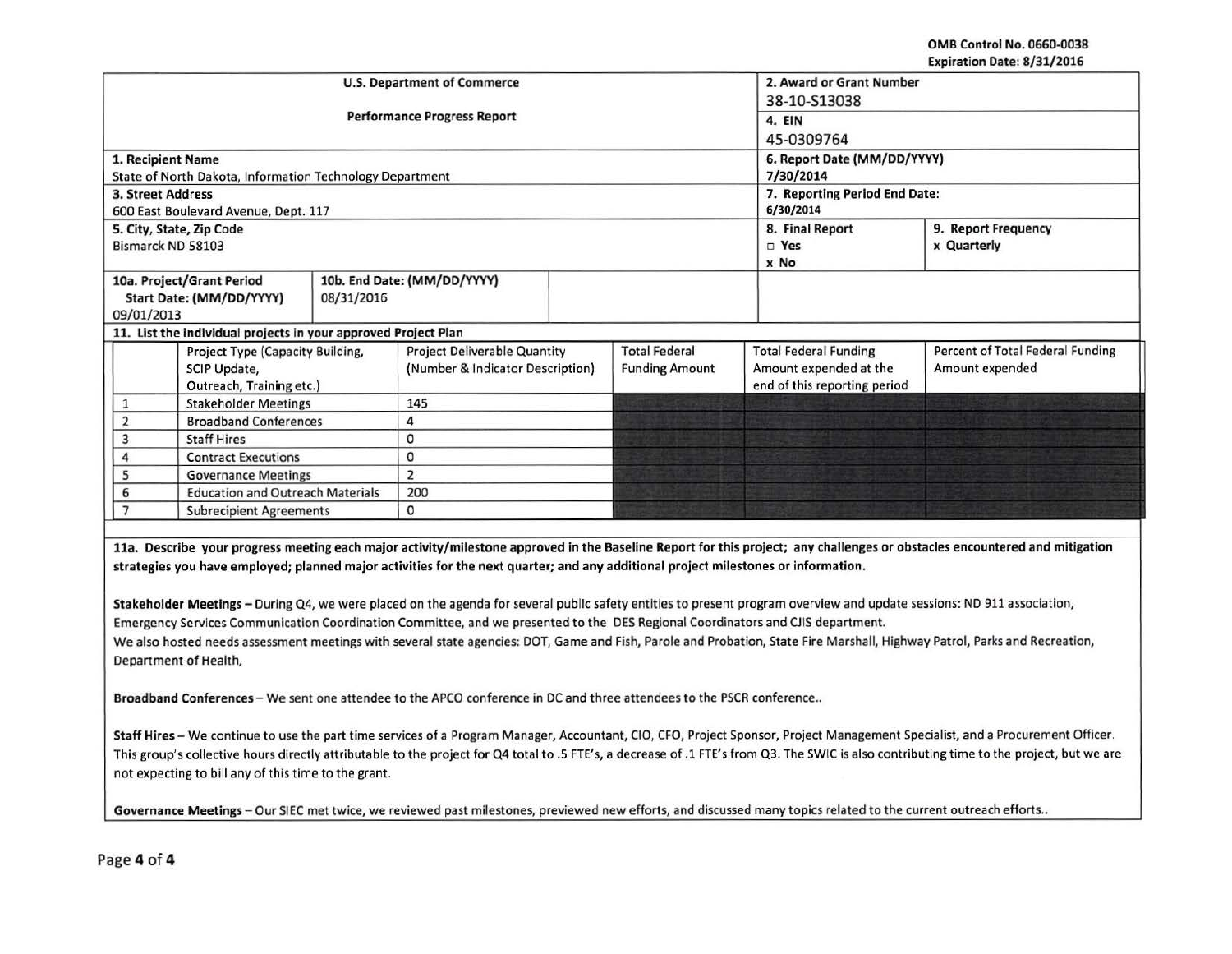OMB Control No. 0660-0038
Expiration Date: 8/31/2016

| U.S. Department of Commerce<br>Performance Progress Report | | 2. Award or Grant Number<br>38-10-S13038 | |
|---|---|---|---|
| | | 4. EIN<br>45-0309764 | |
| 1. Recipient Name<br>State of North Dakota, Information Technology Department | | 6. Report Date (MM/DD/YYYY)<br>7/30/2014 | |
| 3. Street Address<br>600 East Boulevard Avenue, Dept. 117 | | 7. Reporting Period End Date:<br>6/30/2014 | |
| 5. City, State, Zip Code<br>Bismarck ND 58103 | | 8. Final Report<br>□ Yes<br>x No | 9. Report Frequency<br>x Quarterly |
| 10a. Project/Grant Period<br>Start Date: (MM/DD/YYYY)<br>09/01/2013 | 10b. End Date: (MM/DD/YYYY)<br>08/31/2016 | | |

**11. List the individual projects in your approved Project Plan**

| | Project Type (Capacity Building, SCIP Update, Outreach, Training etc.) | Project Deliverable Quantity (Number & Indicator Description) | Total Federal Funding Amount | Total Federal Funding Amount expended at the end of this reporting period | Percent of Total Federal Funding Amount expended |
|---|---|---|---|---|---|
| 1 | Stakeholder Meetings | 145 | | | |
| 2 | Broadband Conferences | 4 | | | |
| 3 | Staff Hires | 0 | | | |
| 4 | Contract Executions | 0 | | | |
| 5 | Governance Meetings | 2 | | | |
| 6 | Education and Outreach Materials | 200 | | | |
| 7 | Subrecipient Agreements | 0 | | | |

**11a. Describe your progress meeting each major activity/milestone approved in the Baseline Report for this project; any challenges or obstacles encountered and mitigation strategies you have employed; planned major activities for the next quarter; and any additional project milestones or information.**

**Stakeholder Meetings** – During Q4, we were placed on the agenda for several public safety entities to present program overview and update sessions: ND 911 association, Emergency Services Communication Coordination Committee, and we presented to the DES Regional Coordinators and CJIS department.
We also hosted needs assessment meetings with several state agencies: DOT, Game and Fish, Parole and Probation, State Fire Marshall, Highway Patrol, Parks and Recreation, Department of Health,

**Broadband Conferences** – We sent one attendee to the APCO conference in DC and three attendees to the PSCR conference..

**Staff Hires** – We continue to use the part time services of a Program Manager, Accountant, CIO, CFO, Project Sponsor, Project Management Specialist, and a Procurement Officer. This group's collective hours directly attributable to the project for Q4 total to .5 FTE's, a decrease of .1 FTE's from Q3. The SWIC is also contributing time to the project, but we are not expecting to bill any of this time to the grant.

**Governance Meetings** – Our SIEC met twice, we reviewed past milestones, previewed new efforts, and discussed many topics related to the current outreach efforts..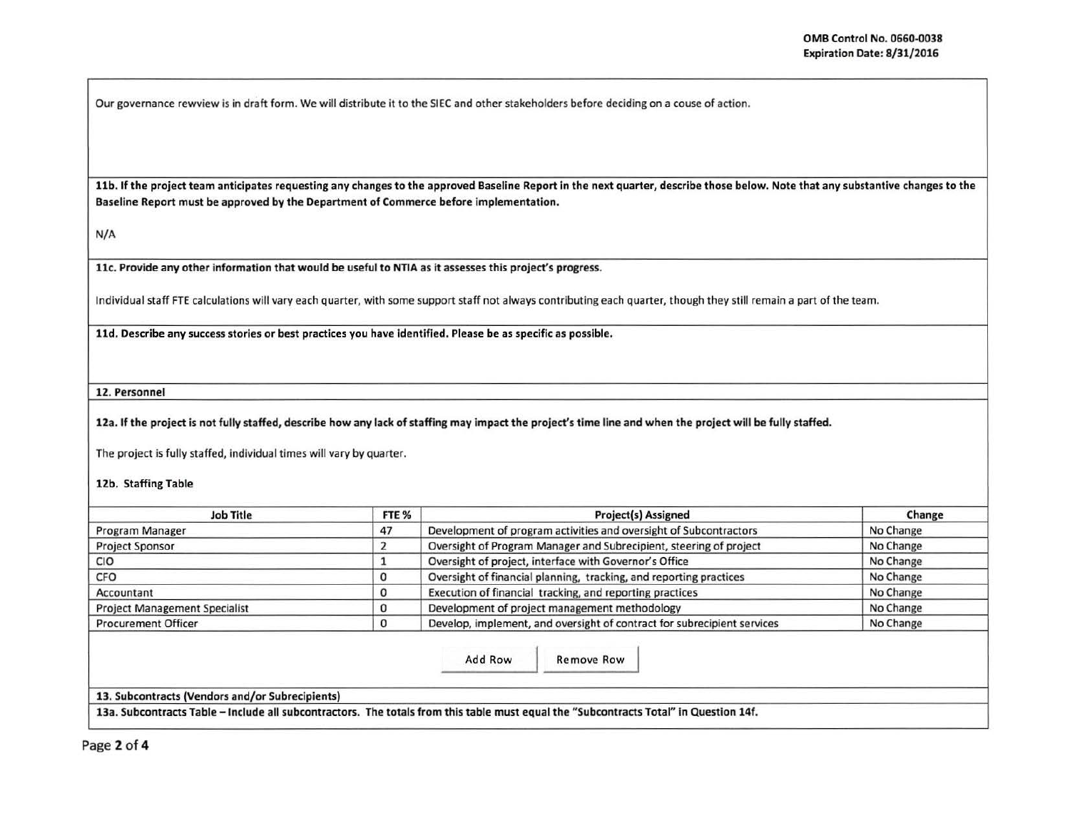Our governance rewview is in draft form. We will distribute it to the SIEC and other stakeholders before deciding on a couse of action.

**11b. If the project team anticipates requesting any changes to the approved Baseline Report in the next quarter, describe those below. Note that any substantive changes to the Baseline Report must be approved by the Department of Commerce before implementation.**

N/A

**11c. Provide any other information that would be useful to NTIA as it assesses this project's progress.**

Individual staff FTE calculations will vary each quarter, with some support staff not always contributing each quarter, though they still remain a part of the team.

**11d. Describe any success stories or best practices you have identified. Please be as specific as possible.**

**12. Personnel**

**12a. If the project is not fully staffed, describe how any lack of staffing may impact the project's time line and when the project will be fully staffed.**

The project is fully staffed, individual times will vary by quarter.

**12b. Staffing Table**

| Job Title | FTE % | Project(s) Assigned | Change |
|---|---|---|---|
| Program Manager | 47 | Development of program activities and oversight of Subcontractors | No Change |
| Project Sponsor | 2 | Oversight of Program Manager and Subrecipient, steering of project | No Change |
| CIO | 1 | Oversight of project, interface with Governor's Office | No Change |
| CFO | 0 | Oversight of financial planning, tracking, and reporting practices | No Change |
| Accountant | 0 | Execution of financial tracking, and reporting practices | No Change |
| Project Management Specialist | 0 | Development of project management methodology | No Change |
| Procurement Officer | 0 | Develop, implement, and oversight of contract for subrecipient services | No Change |

Add Row | Remove Row

**13. Subcontracts (Vendors and/or Subrecipients)**

**13a. Subcontracts Table – Include all subcontractors. The totals from this table must equal the "Subcontracts Total" in Question 14f.**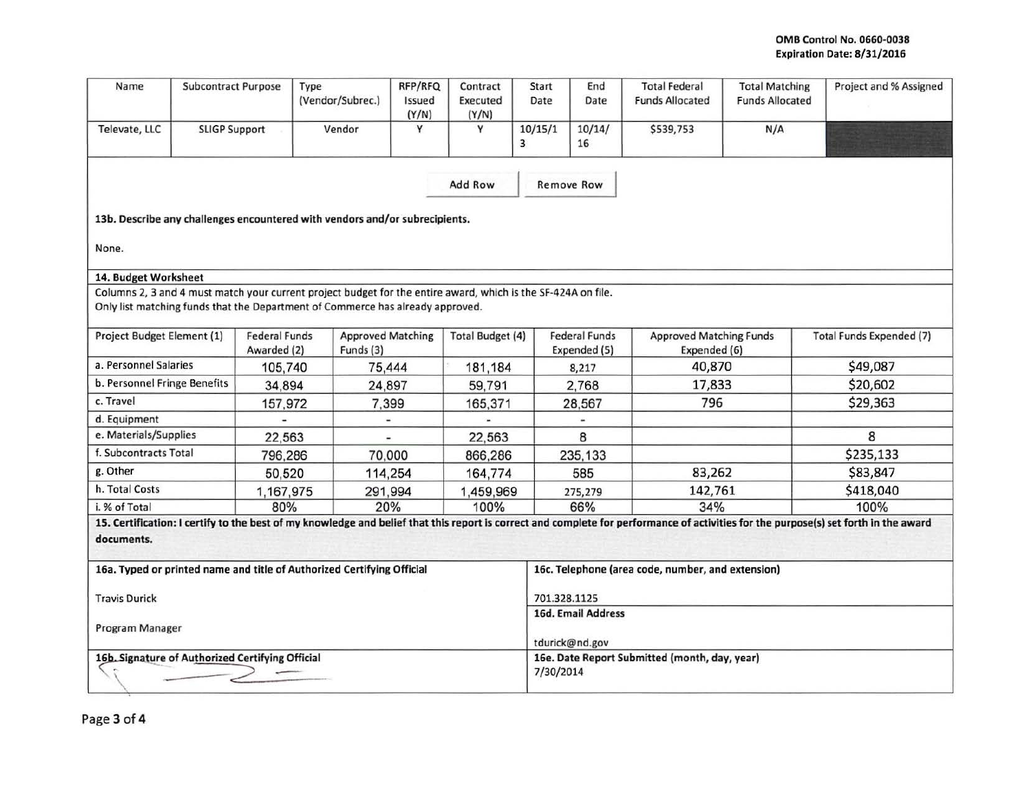OMB Control No. 0660-0038
Expiration Date: 8/31/2016

| Name | Subcontract Purpose | Type (Vendor/Subrec.) | RFP/RFQ Issued (Y/N) | Contract Executed (Y/N) | Start Date | End Date | Total Federal Funds Allocated | Total Matching Funds Allocated | Project and % Assigned |
|---|---|---|---|---|---|---|---|---|---|
| Televate, LLC | SLIGP Support | Vendor | Y | Y | 10/15/13 | 10/14/16 | $539,753 | N/A | |

Add Row   Remove Row

**13b. Describe any challenges encountered with vendors and/or subrecipients.**

None.

**14. Budget Worksheet**

Columns 2, 3 and 4 must match your current project budget for the entire award, which is the SF-424A on file.
Only list matching funds that the Department of Commerce has already approved.

| Project Budget Element (1) | Federal Funds Awarded (2) | Approved Matching Funds (3) | Total Budget (4) | Federal Funds Expended (5) | Approved Matching Funds Expended (6) | Total Funds Expended (7) |
|---|---|---|---|---|---|---|
| a. Personnel Salaries | 105,740 | 75,444 | 181,184 | 8,217 | 40,870 | $49,087 |
| b. Personnel Fringe Benefits | 34,894 | 24,897 | 59,791 | 2,768 | 17,833 | $20,602 |
| c. Travel | 157,972 | 7,399 | 165,371 | 28,567 | 796 | $29,363 |
| d. Equipment | - | - | - | - | | |
| e. Materials/Supplies | 22,563 | - | 22,563 | 8 | | 8 |
| f. Subcontracts Total | 796,286 | 70,000 | 866,286 | 235,133 | | $235,133 |
| g. Other | 50,520 | 114,254 | 164,774 | 585 | 83,262 | $83,847 |
| h. Total Costs | 1,167,975 | 291,994 | 1,459,969 | 275,279 | 142,761 | $418,040 |
| i. % of Total | 80% | 20% | 100% | 66% | 34% | 100% |

**15. Certification: I certify to the best of my knowledge and belief that this report is correct and complete for performance of activities for the purpose(s) set forth in the award documents.**

| | |
|---|---|
| **16a. Typed or printed name and title of Authorized Certifying Official**<br><br>Travis Durick<br><br>Program Manager | **16c. Telephone (area code, number, and extension)**<br><br>701.328.1125<br><br>**16d. Email Address**<br><br>tdurick@nd.gov |
| **16b. Signature of Authorized Certifying Official** | **16e. Date Report Submitted (month, day, year)**<br><br>7/30/2014 |